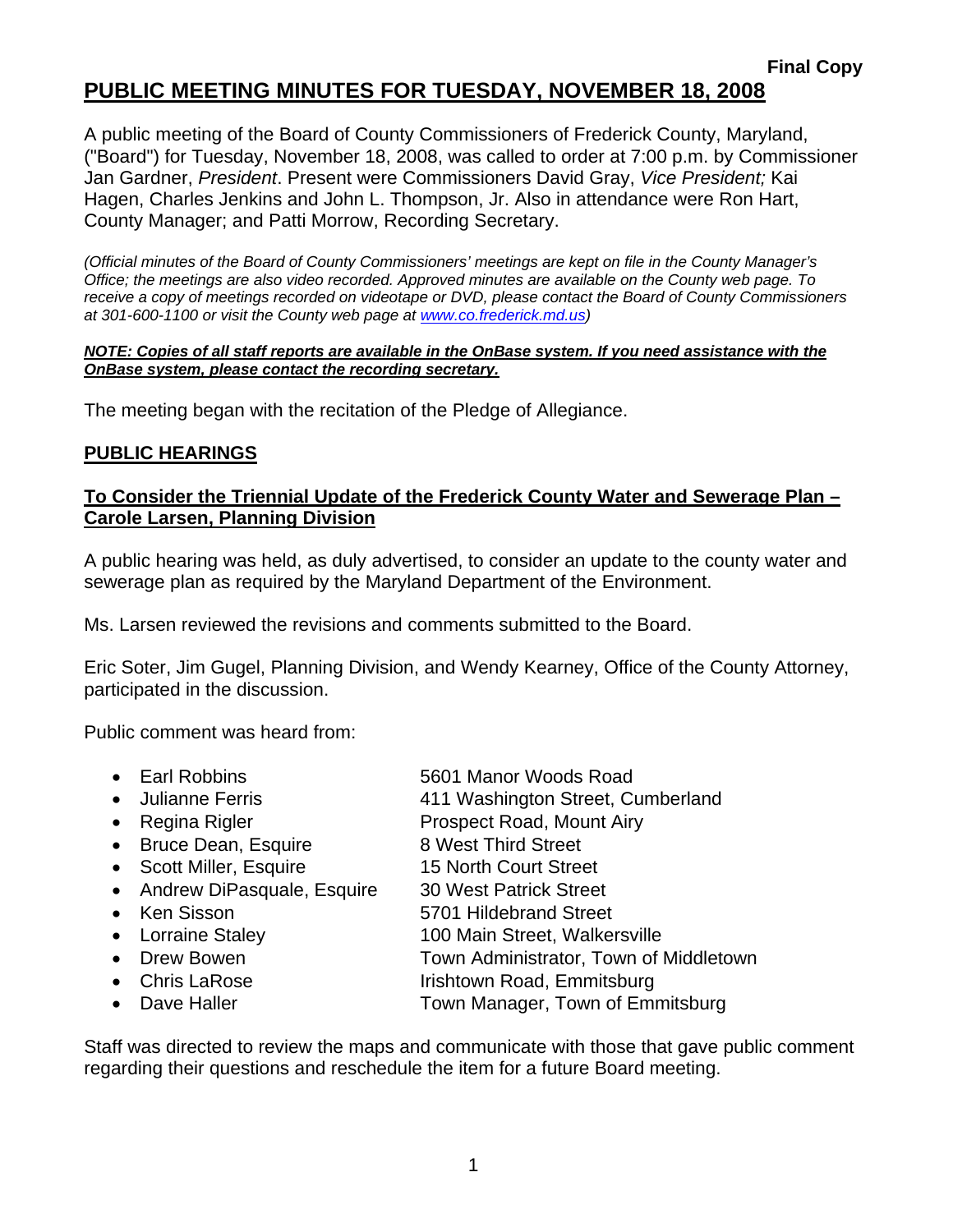**Final Copy**

# PUBLIC MEETING MINUTES FOR TUESDAY, NOVEMBER 18, 2008

A public meeting of the Board of County Commissioners of Frederick County, Maryland, ("Board") for Tuesday, November 18, 2008, was called to order at 7:00 p.m. by Commissioner Jan Gardner, *President*. Present were Commissioners David Gray, *Vice President;* Kai Hagen, Charles Jenkins and John L. Thompson, Jr. Also in attendance were Ron Hart, County Manager; and Patti Morrow, Recording Secretary.

*(Official minutes of the Board of County Commissioners' meetings are kept on file in the County Manager's Office; the meetings are also video recorded. Approved minutes are available on the County web page. To receive a copy of meetings recorded on videotape or DVD, please contact the Board of County Commissioners at 301-600-1100 or visit the County web page at www.co.frederick.md.us)*

***NOTE: Copies of all staff reports are available in the OnBase system. If you need assistance with the OnBase system, please contact the recording secretary.***

The meeting began with the recitation of the Pledge of Allegiance.

## PUBLIC HEARINGS

### To Consider the Triennial Update of the Frederick County Water and Sewerage Plan – Carole Larsen, Planning Division

A public hearing was held, as duly advertised, to consider an update to the county water and sewerage plan as required by the Maryland Department of the Environment.

Ms. Larsen reviewed the revisions and comments submitted to the Board.

Eric Soter, Jim Gugel, Planning Division, and Wendy Kearney, Office of the County Attorney, participated in the discussion.

Public comment was heard from:

- Earl Robbins — 5601 Manor Woods Road
- Julianne Ferris — 411 Washington Street, Cumberland
- Regina Rigler — Prospect Road, Mount Airy
- Bruce Dean, Esquire — 8 West Third Street
- Scott Miller, Esquire — 15 North Court Street
- Andrew DiPasquale, Esquire — 30 West Patrick Street
- Ken Sisson — 5701 Hildebrand Street
- Lorraine Staley — 100 Main Street, Walkersville
- Drew Bowen — Town Administrator, Town of Middletown
- Chris LaRose — Irishtown Road, Emmitsburg
- Dave Haller — Town Manager, Town of Emmitsburg

Staff was directed to review the maps and communicate with those that gave public comment regarding their questions and reschedule the item for a future Board meeting.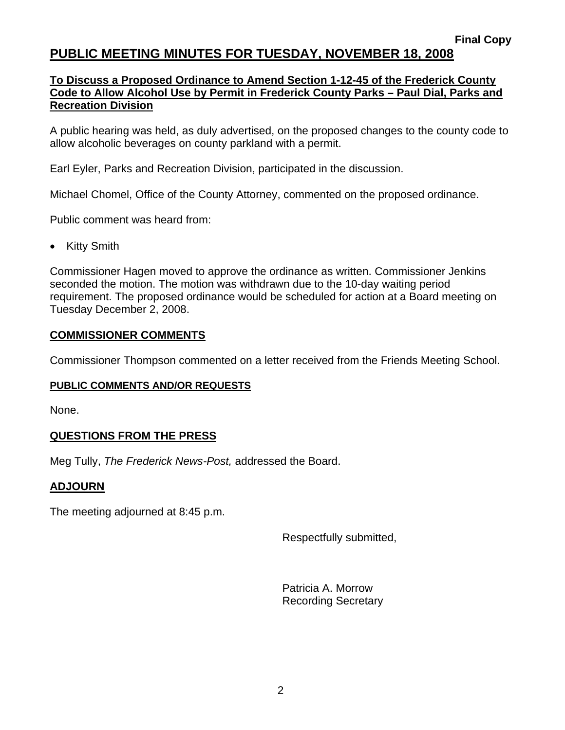**Final Copy**

# PUBLIC MEETING MINUTES FOR TUESDAY, NOVEMBER 18, 2008

**To Discuss a Proposed Ordinance to Amend Section 1-12-45 of the Frederick County Code to Allow Alcohol Use by Permit in Frederick County Parks – Paul Dial, Parks and Recreation Division**

A public hearing was held, as duly advertised, on the proposed changes to the county code to allow alcoholic beverages on county parkland with a permit.

Earl Eyler, Parks and Recreation Division, participated in the discussion.

Michael Chomel, Office of the County Attorney, commented on the proposed ordinance.

Public comment was heard from:

- Kitty Smith

Commissioner Hagen moved to approve the ordinance as written. Commissioner Jenkins seconded the motion. The motion was withdrawn due to the 10-day waiting period requirement. The proposed ordinance would be scheduled for action at a Board meeting on Tuesday December 2, 2008.

## COMMISSIONER COMMENTS

Commissioner Thompson commented on a letter received from the Friends Meeting School.

### PUBLIC COMMENTS AND/OR REQUESTS

None.

## QUESTIONS FROM THE PRESS

Meg Tully, *The Frederick News-Post,* addressed the Board.

## ADJOURN

The meeting adjourned at 8:45 p.m.

Respectfully submitted,

Patricia A. Morrow
Recording Secretary